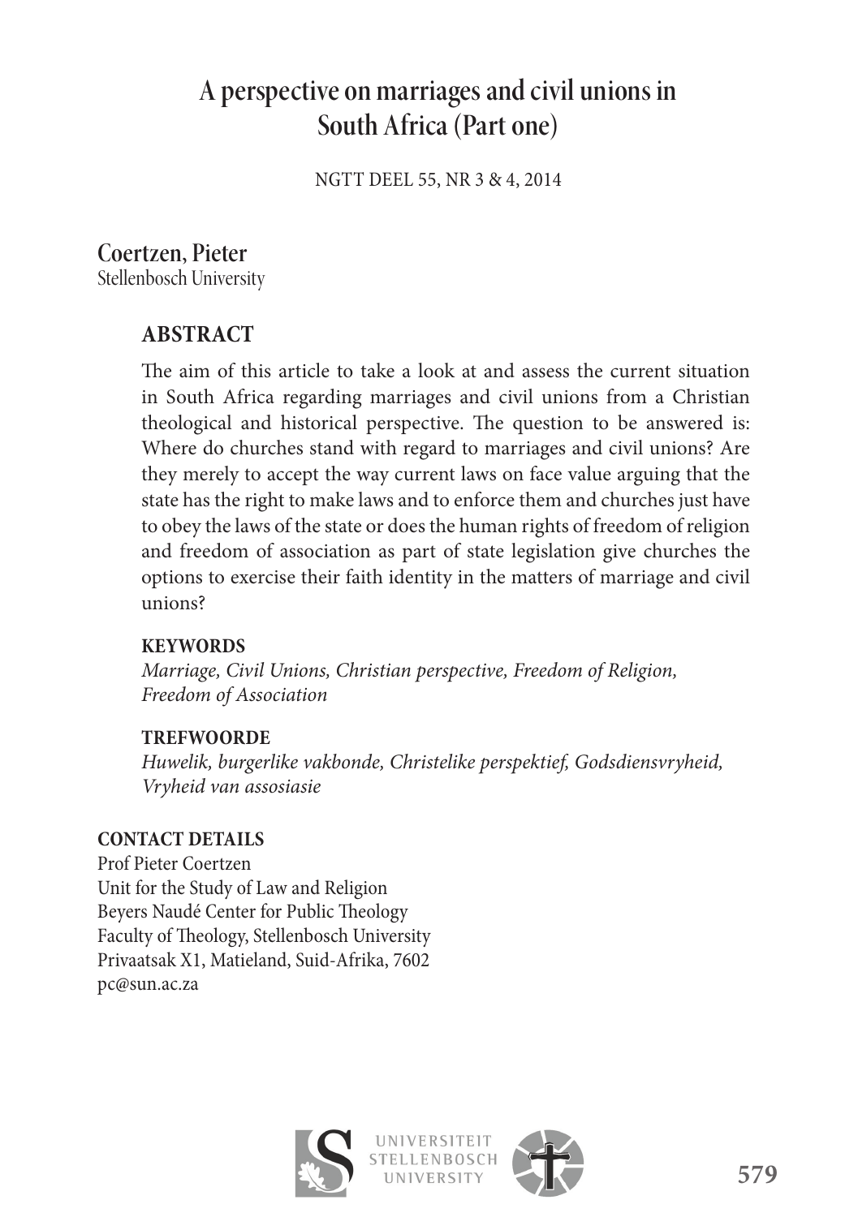# A perspective on marriages and civil unions in South Africa (Part one)

NGTT DEEL 55, NR 3 & 4, 2014

## Coertzen, Pieter

Stellenbosch University

### ABSTRACT

The aim of this article to take a look at and assess the current situation in South Africa regarding marriages and civil unions from a Christian theological and historical perspective. The question to be answered is: Where do churches stand with regard to marriages and civil unions? Are they merely to accept the way current laws on face value arguing that the state has the right to make laws and to enforce them and churches just have to obey the laws of the state or does the human rights of freedom of religion and freedom of association as part of state legislation give churches the options to exercise their faith identity in the matters of marriage and civil unions?

**KEYWORDS**

*Marriage, Civil Unions, Christian perspective, Freedom of Religion, Freedom of Association*

**TREFWOORDE**

*Huwelik, burgerlike vakbonde, Christelike perspektief, Godsdiensvryheid, Vryheid van assosiasie*

**CONTACT DETAILS**

Prof Pieter Coertzen
Unit for the Study of Law and Religion
Beyers Naudé Center for Public Theology
Faculty of Theology, Stellenbosch University
Privaatsak X1, Matieland, Suid-Afrika, 7602
pc@sun.ac.za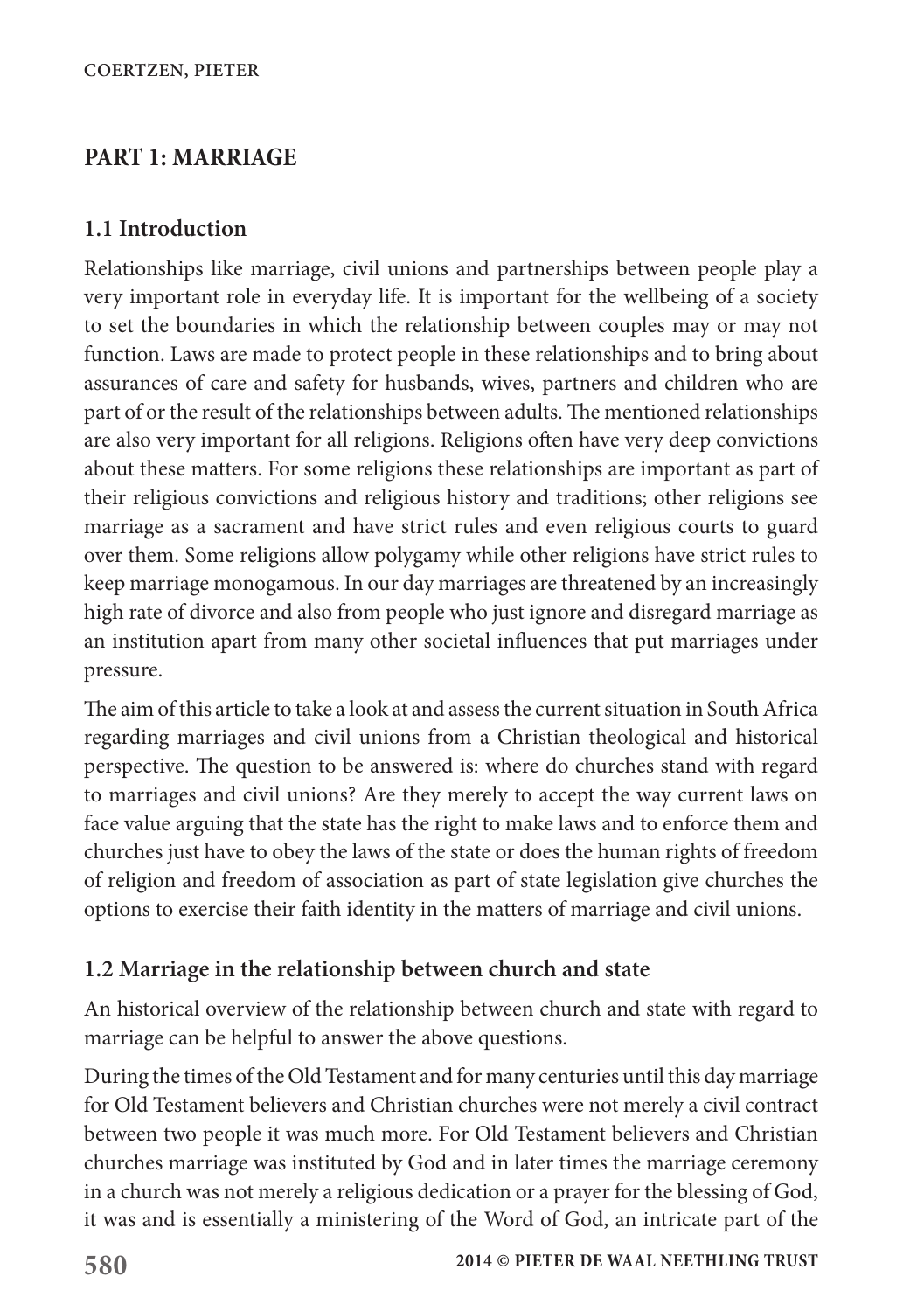## PART 1: MARRIAGE

### 1.1 Introduction

Relationships like marriage, civil unions and partnerships between people play a very important role in everyday life. It is important for the wellbeing of a society to set the boundaries in which the relationship between couples may or may not function. Laws are made to protect people in these relationships and to bring about assurances of care and safety for husbands, wives, partners and children who are part of or the result of the relationships between adults. The mentioned relationships are also very important for all religions. Religions often have very deep convictions about these matters. For some religions these relationships are important as part of their religious convictions and religious history and traditions; other religions see marriage as a sacrament and have strict rules and even religious courts to guard over them. Some religions allow polygamy while other religions have strict rules to keep marriage monogamous. In our day marriages are threatened by an increasingly high rate of divorce and also from people who just ignore and disregard marriage as an institution apart from many other societal influences that put marriages under pressure.

The aim of this article to take a look at and assess the current situation in South Africa regarding marriages and civil unions from a Christian theological and historical perspective. The question to be answered is: where do churches stand with regard to marriages and civil unions? Are they merely to accept the way current laws on face value arguing that the state has the right to make laws and to enforce them and churches just have to obey the laws of the state or does the human rights of freedom of religion and freedom of association as part of state legislation give churches the options to exercise their faith identity in the matters of marriage and civil unions.

### 1.2 Marriage in the relationship between church and state

An historical overview of the relationship between church and state with regard to marriage can be helpful to answer the above questions.

During the times of the Old Testament and for many centuries until this day marriage for Old Testament believers and Christian churches were not merely a civil contract between two people it was much more. For Old Testament believers and Christian churches marriage was instituted by God and in later times the marriage ceremony in a church was not merely a religious dedication or a prayer for the blessing of God, it was and is essentially a ministering of the Word of God, an intricate part of the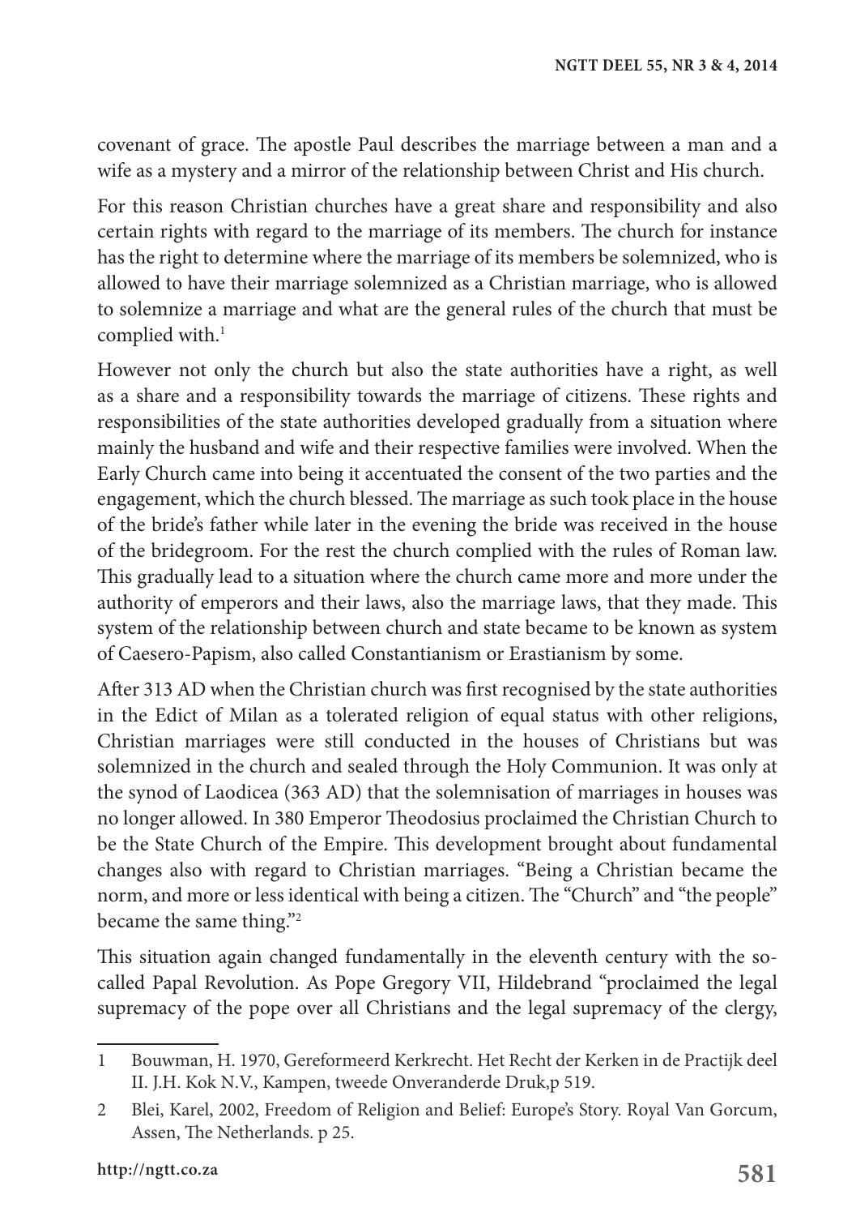covenant of grace. The apostle Paul describes the marriage between a man and a wife as a mystery and a mirror of the relationship between Christ and His church.

For this reason Christian churches have a great share and responsibility and also certain rights with regard to the marriage of its members. The church for instance has the right to determine where the marriage of its members be solemnized, who is allowed to have their marriage solemnized as a Christian marriage, who is allowed to solemnize a marriage and what are the general rules of the church that must be complied with.[1]

However not only the church but also the state authorities have a right, as well as a share and a responsibility towards the marriage of citizens. These rights and responsibilities of the state authorities developed gradually from a situation where mainly the husband and wife and their respective families were involved. When the Early Church came into being it accentuated the consent of the two parties and the engagement, which the church blessed. The marriage as such took place in the house of the bride's father while later in the evening the bride was received in the house of the bridegroom. For the rest the church complied with the rules of Roman law. This gradually lead to a situation where the church came more and more under the authority of emperors and their laws, also the marriage laws, that they made. This system of the relationship between church and state became to be known as system of Caesero-Papism, also called Constantianism or Erastianism by some.

After 313 AD when the Christian church was first recognised by the state authorities in the Edict of Milan as a tolerated religion of equal status with other religions, Christian marriages were still conducted in the houses of Christians but was solemnized in the church and sealed through the Holy Communion. It was only at the synod of Laodicea (363 AD) that the solemnisation of marriages in houses was no longer allowed. In 380 Emperor Theodosius proclaimed the Christian Church to be the State Church of the Empire. This development brought about fundamental changes also with regard to Christian marriages. "Being a Christian became the norm, and more or less identical with being a citizen. The "Church" and "the people" became the same thing."[2]

This situation again changed fundamentally in the eleventh century with the so-called Papal Revolution. As Pope Gregory VII, Hildebrand "proclaimed the legal supremacy of the pope over all Christians and the legal supremacy of the clergy,

---

1 Bouwman, H. 1970, Gereformeerd Kerkrecht. Het Recht der Kerken in de Practijk deel II. J.H. Kok N.V., Kampen, tweede Onveranderde Druk,p 519.

2 Blei, Karel, 2002, Freedom of Religion and Belief: Europe's Story. Royal Van Gorcum, Assen, The Netherlands. p 25.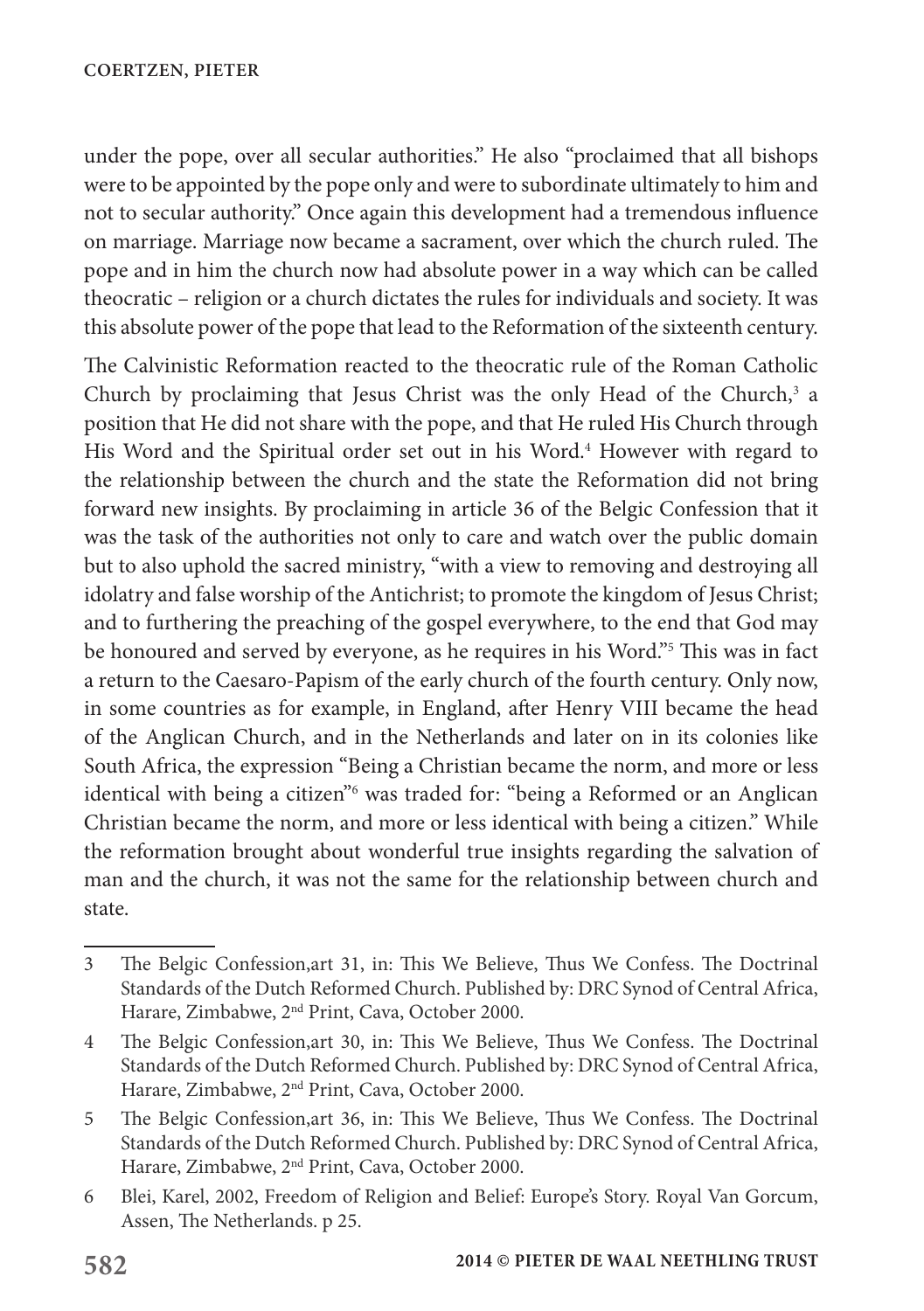under the pope, over all secular authorities." He also "proclaimed that all bishops were to be appointed by the pope only and were to subordinate ultimately to him and not to secular authority." Once again this development had a tremendous influence on marriage. Marriage now became a sacrament, over which the church ruled. The pope and in him the church now had absolute power in a way which can be called theocratic – religion or a church dictates the rules for individuals and society. It was this absolute power of the pope that lead to the Reformation of the sixteenth century.

The Calvinistic Reformation reacted to the theocratic rule of the Roman Catholic Church by proclaiming that Jesus Christ was the only Head of the Church,[3] a position that He did not share with the pope, and that He ruled His Church through His Word and the Spiritual order set out in his Word.[4] However with regard to the relationship between the church and the state the Reformation did not bring forward new insights. By proclaiming in article 36 of the Belgic Confession that it was the task of the authorities not only to care and watch over the public domain but to also uphold the sacred ministry, "with a view to removing and destroying all idolatry and false worship of the Antichrist; to promote the kingdom of Jesus Christ; and to furthering the preaching of the gospel everywhere, to the end that God may be honoured and served by everyone, as he requires in his Word."[5] This was in fact a return to the Caesaro-Papism of the early church of the fourth century. Only now, in some countries as for example, in England, after Henry VIII became the head of the Anglican Church, and in the Netherlands and later on in its colonies like South Africa, the expression "Being a Christian became the norm, and more or less identical with being a citizen"[6] was traded for: "being a Reformed or an Anglican Christian became the norm, and more or less identical with being a citizen." While the reformation brought about wonderful true insights regarding the salvation of man and the church, it was not the same for the relationship between church and state.

---

3 The Belgic Confession,art 31, in: This We Believe, Thus We Confess. The Doctrinal Standards of the Dutch Reformed Church. Published by: DRC Synod of Central Africa, Harare, Zimbabwe, 2nd Print, Cava, October 2000.

4 The Belgic Confession,art 30, in: This We Believe, Thus We Confess. The Doctrinal Standards of the Dutch Reformed Church. Published by: DRC Synod of Central Africa, Harare, Zimbabwe, 2nd Print, Cava, October 2000.

5 The Belgic Confession,art 36, in: This We Believe, Thus We Confess. The Doctrinal Standards of the Dutch Reformed Church. Published by: DRC Synod of Central Africa, Harare, Zimbabwe, 2nd Print, Cava, October 2000.

6 Blei, Karel, 2002, Freedom of Religion and Belief: Europe's Story. Royal Van Gorcum, Assen, The Netherlands. p 25.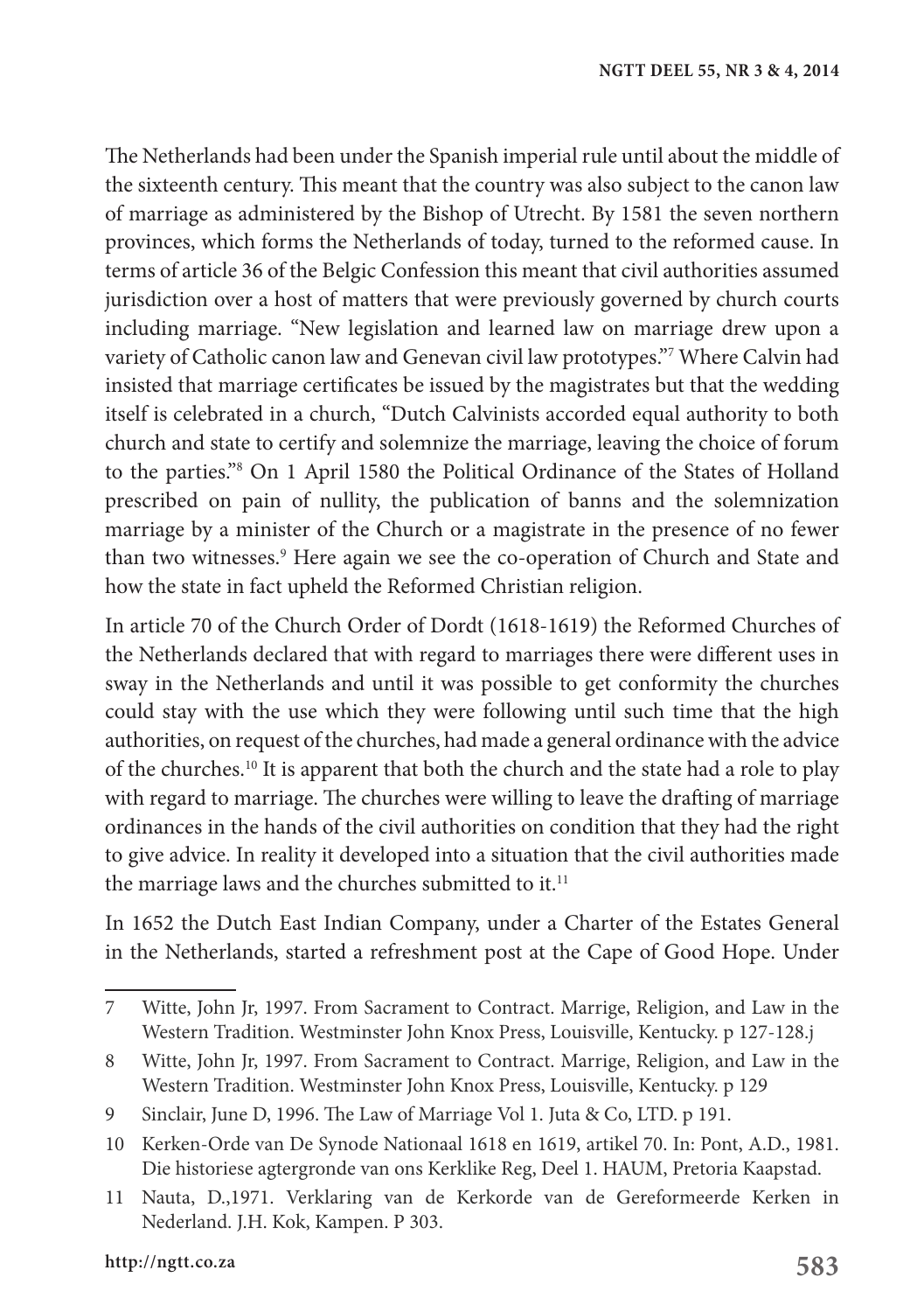The Netherlands had been under the Spanish imperial rule until about the middle of the sixteenth century. This meant that the country was also subject to the canon law of marriage as administered by the Bishop of Utrecht. By 1581 the seven northern provinces, which forms the Netherlands of today, turned to the reformed cause. In terms of article 36 of the Belgic Confession this meant that civil authorities assumed jurisdiction over a host of matters that were previously governed by church courts including marriage. "New legislation and learned law on marriage drew upon a variety of Catholic canon law and Genevan civil law prototypes."[7] Where Calvin had insisted that marriage certificates be issued by the magistrates but that the wedding itself is celebrated in a church, "Dutch Calvinists accorded equal authority to both church and state to certify and solemnize the marriage, leaving the choice of forum to the parties."[8] On 1 April 1580 the Political Ordinance of the States of Holland prescribed on pain of nullity, the publication of banns and the solemnization marriage by a minister of the Church or a magistrate in the presence of no fewer than two witnesses.[9] Here again we see the co-operation of Church and State and how the state in fact upheld the Reformed Christian religion.

In article 70 of the Church Order of Dordt (1618-1619) the Reformed Churches of the Netherlands declared that with regard to marriages there were different uses in sway in the Netherlands and until it was possible to get conformity the churches could stay with the use which they were following until such time that the high authorities, on request of the churches, had made a general ordinance with the advice of the churches.[10] It is apparent that both the church and the state had a role to play with regard to marriage. The churches were willing to leave the drafting of marriage ordinances in the hands of the civil authorities on condition that they had the right to give advice. In reality it developed into a situation that the civil authorities made the marriage laws and the churches submitted to it.[11]

In 1652 the Dutch East Indian Company, under a Charter of the Estates General in the Netherlands, started a refreshment post at the Cape of Good Hope. Under

---

7 Witte, John Jr, 1997. From Sacrament to Contract. Marrige, Religion, and Law in the Western Tradition. Westminster John Knox Press, Louisville, Kentucky. p 127-128.j

8 Witte, John Jr, 1997. From Sacrament to Contract. Marrige, Religion, and Law in the Western Tradition. Westminster John Knox Press, Louisville, Kentucky. p 129

9 Sinclair, June D, 1996. The Law of Marriage Vol 1. Juta & Co, LTD. p 191.

10 Kerken-Orde van De Synode Nationaal 1618 en 1619, artikel 70. In: Pont, A.D., 1981. Die historiese agtergronde van ons Kerklike Reg, Deel 1. HAUM, Pretoria Kaapstad.

11 Nauta, D.,1971. Verklaring van de Kerkorde van de Gereformeerde Kerken in Nederland. J.H. Kok, Kampen. P 303.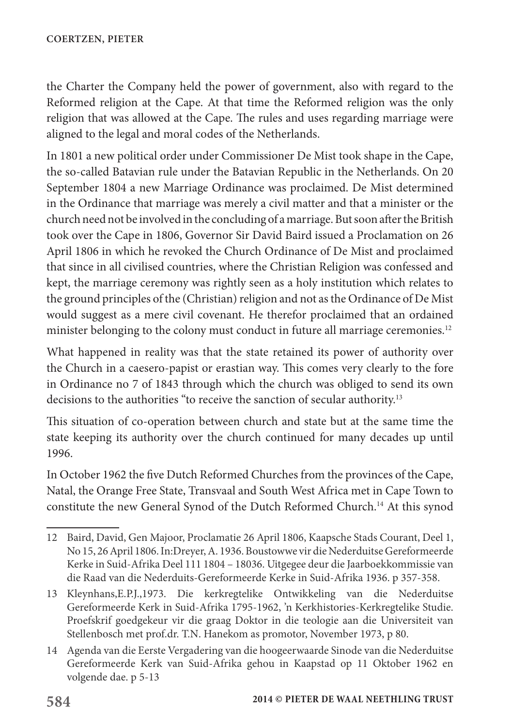the Charter the Company held the power of government, also with regard to the Reformed religion at the Cape. At that time the Reformed religion was the only religion that was allowed at the Cape. The rules and uses regarding marriage were aligned to the legal and moral codes of the Netherlands.

In 1801 a new political order under Commissioner De Mist took shape in the Cape, the so-called Batavian rule under the Batavian Republic in the Netherlands. On 20 September 1804 a new Marriage Ordinance was proclaimed. De Mist determined in the Ordinance that marriage was merely a civil matter and that a minister or the church need not be involved in the concluding of a marriage. But soon after the British took over the Cape in 1806, Governor Sir David Baird issued a Proclamation on 26 April 1806 in which he revoked the Church Ordinance of De Mist and proclaimed that since in all civilised countries, where the Christian Religion was confessed and kept, the marriage ceremony was rightly seen as a holy institution which relates to the ground principles of the (Christian) religion and not as the Ordinance of De Mist would suggest as a mere civil covenant. He therefor proclaimed that an ordained minister belonging to the colony must conduct in future all marriage ceremonies.[12]

What happened in reality was that the state retained its power of authority over the Church in a caesero-papist or erastian way. This comes very clearly to the fore in Ordinance no 7 of 1843 through which the church was obliged to send its own decisions to the authorities "to receive the sanction of secular authority.[13]

This situation of co-operation between church and state but at the same time the state keeping its authority over the church continued for many decades up until 1996.

In October 1962 the five Dutch Reformed Churches from the provinces of the Cape, Natal, the Orange Free State, Transvaal and South West Africa met in Cape Town to constitute the new General Synod of the Dutch Reformed Church.[14] At this synod

---

12 Baird, David, Gen Majoor, Proclamatie 26 April 1806, Kaapsche Stads Courant, Deel 1, No 15, 26 April 1806. In:Dreyer, A. 1936. Boustowwe vir die Nederduitse Gereformeerde Kerke in Suid-Afrika Deel 111 1804 – 18036. Uitgegee deur die Jaarboekkommissie van die Raad van die Nederduits-Gereformeerde Kerke in Suid-Afrika 1936. p 357-358.

13 Kleynhans,E.P.J.,1973. Die kerkregtelike Ontwikkeling van die Nederduitse Gereformeerde Kerk in Suid-Afrika 1795-1962, 'n Kerkhistories-Kerkregtelike Studie. Proefskrif goedgekeur vir die graag Doktor in die teologie aan die Universiteit van Stellenbosch met prof.dr. T.N. Hanekom as promotor, November 1973, p 80.

14 Agenda van die Eerste Vergadering van die hoogeerwaarde Sinode van die Nederduitse Gereformeerde Kerk van Suid-Afrika gehou in Kaapstad op 11 Oktober 1962 en volgende dae. p 5-13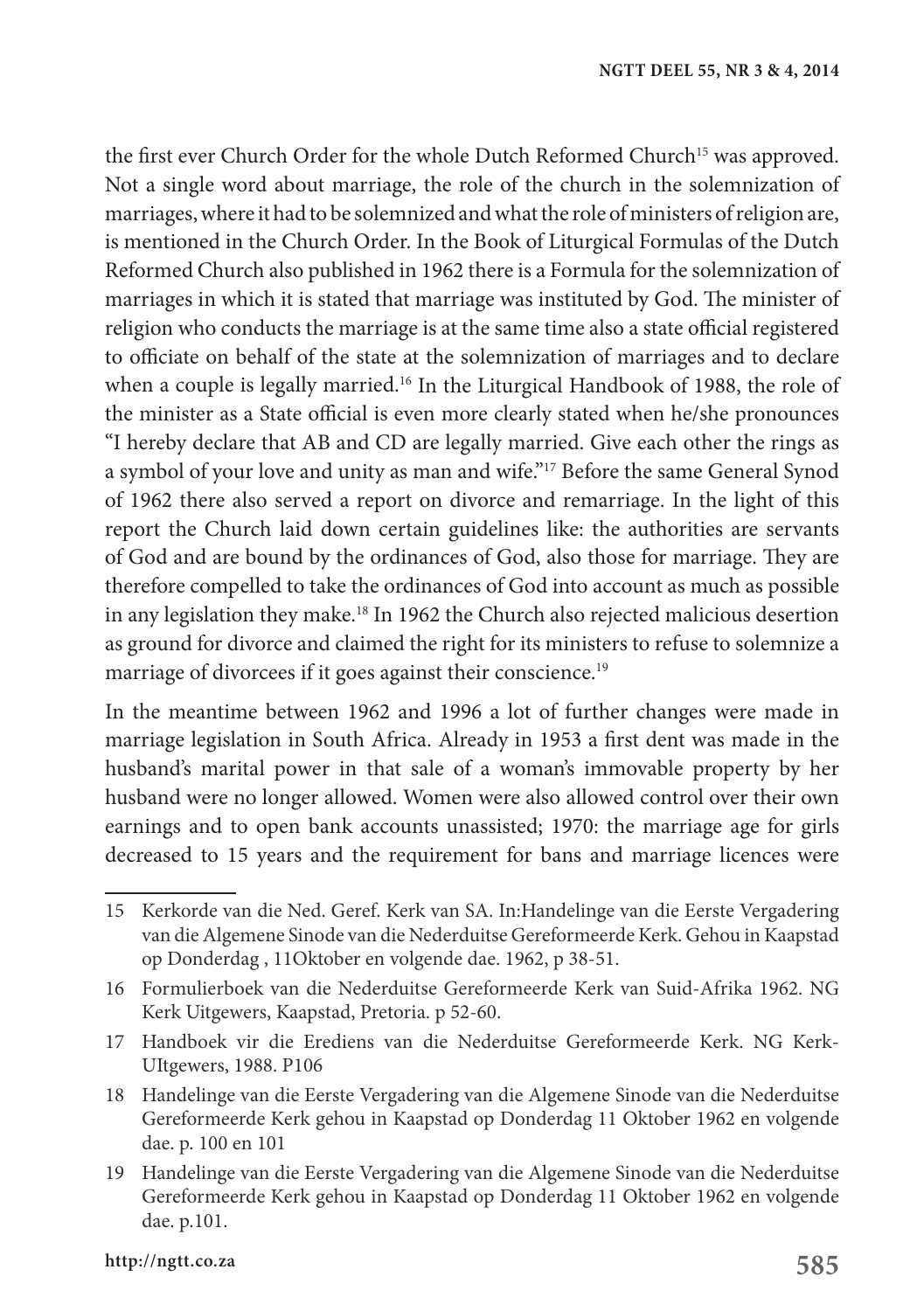the first ever Church Order for the whole Dutch Reformed Church[15] was approved. Not a single word about marriage, the role of the church in the solemnization of marriages, where it had to be solemnized and what the role of ministers of religion are, is mentioned in the Church Order. In the Book of Liturgical Formulas of the Dutch Reformed Church also published in 1962 there is a Formula for the solemnization of marriages in which it is stated that marriage was instituted by God. The minister of religion who conducts the marriage is at the same time also a state official registered to officiate on behalf of the state at the solemnization of marriages and to declare when a couple is legally married.[16] In the Liturgical Handbook of 1988, the role of the minister as a State official is even more clearly stated when he/she pronounces "I hereby declare that AB and CD are legally married. Give each other the rings as a symbol of your love and unity as man and wife."[17] Before the same General Synod of 1962 there also served a report on divorce and remarriage. In the light of this report the Church laid down certain guidelines like: the authorities are servants of God and are bound by the ordinances of God, also those for marriage. They are therefore compelled to take the ordinances of God into account as much as possible in any legislation they make.[18] In 1962 the Church also rejected malicious desertion as ground for divorce and claimed the right for its ministers to refuse to solemnize a marriage of divorcees if it goes against their conscience.[19]

In the meantime between 1962 and 1996 a lot of further changes were made in marriage legislation in South Africa. Already in 1953 a first dent was made in the husband's marital power in that sale of a woman's immovable property by her husband were no longer allowed. Women were also allowed control over their own earnings and to open bank accounts unassisted; 1970: the marriage age for girls decreased to 15 years and the requirement for bans and marriage licences were

---

15 Kerkorde van die Ned. Geref. Kerk van SA. In:Handelinge van die Eerste Vergadering van die Algemene Sinode van die Nederduitse Gereformeerde Kerk. Gehou in Kaapstad op Donderdag , 11Oktober en volgende dae. 1962, p 38-51.

16 Formulierboek van die Nederduitse Gereformeerde Kerk van Suid-Afrika 1962. NG Kerk Uitgewers, Kaapstad, Pretoria. p 52-60.

17 Handboek vir die Erediens van die Nederduitse Gereformeerde Kerk. NG Kerk-UItgewers, 1988. P106

18 Handelinge van die Eerste Vergadering van die Algemene Sinode van die Nederduitse Gereformeerde Kerk gehou in Kaapstad op Donderdag 11 Oktober 1962 en volgende dae. p. 100 en 101

19 Handelinge van die Eerste Vergadering van die Algemene Sinode van die Nederduitse Gereformeerde Kerk gehou in Kaapstad op Donderdag 11 Oktober 1962 en volgende dae. p.101.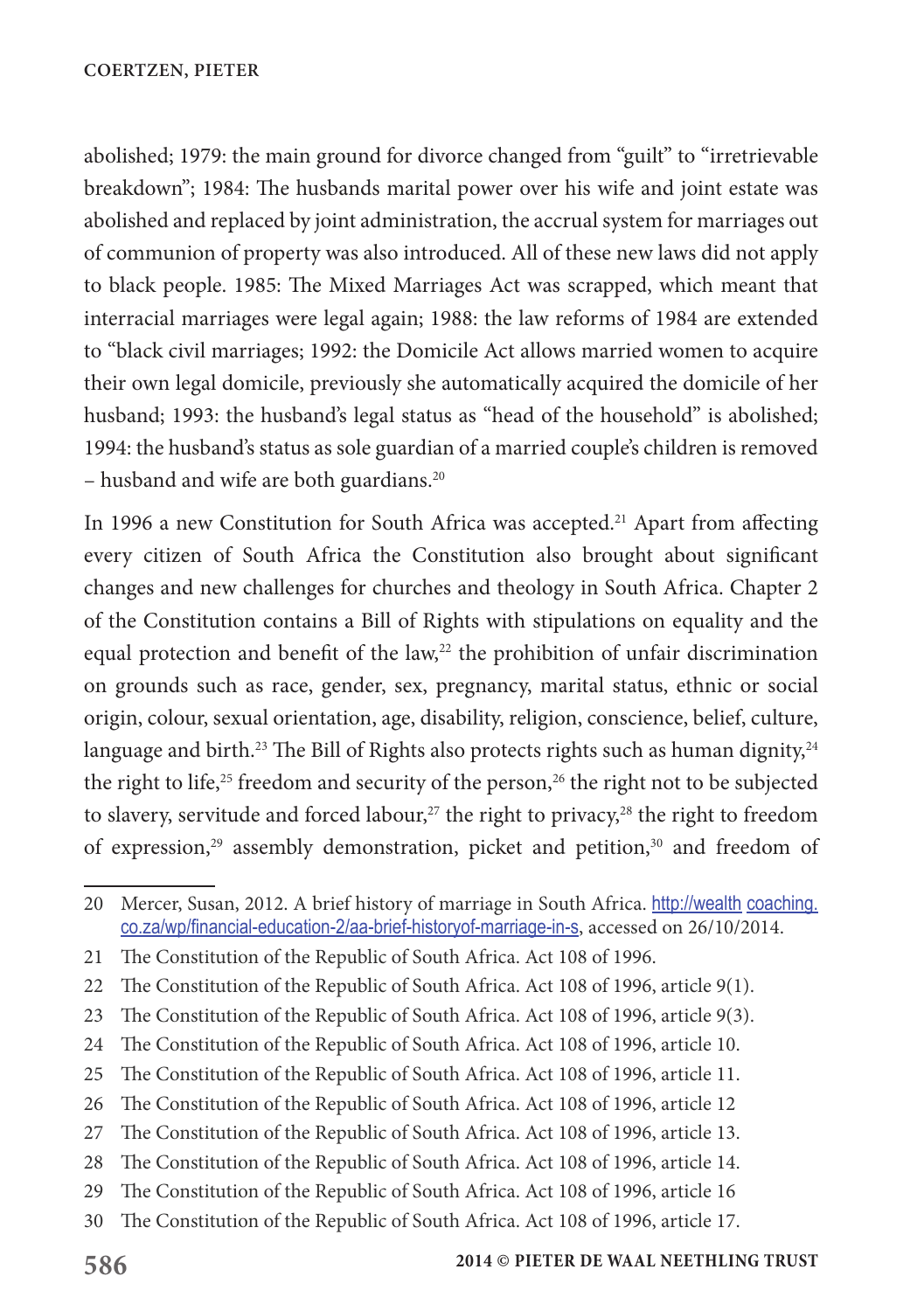abolished; 1979: the main ground for divorce changed from "guilt" to "irretrievable breakdown"; 1984: The husbands marital power over his wife and joint estate was abolished and replaced by joint administration, the accrual system for marriages out of communion of property was also introduced. All of these new laws did not apply to black people. 1985: The Mixed Marriages Act was scrapped, which meant that interracial marriages were legal again; 1988: the law reforms of 1984 are extended to "black civil marriages; 1992: the Domicile Act allows married women to acquire their own legal domicile, previously she automatically acquired the domicile of her husband; 1993: the husband's legal status as "head of the household" is abolished; 1994: the husband's status as sole guardian of a married couple's children is removed – husband and wife are both guardians.[20]

In 1996 a new Constitution for South Africa was accepted.[21] Apart from affecting every citizen of South Africa the Constitution also brought about significant changes and new challenges for churches and theology in South Africa. Chapter 2 of the Constitution contains a Bill of Rights with stipulations on equality and the equal protection and benefit of the law,[22] the prohibition of unfair discrimination on grounds such as race, gender, sex, pregnancy, marital status, ethnic or social origin, colour, sexual orientation, age, disability, religion, conscience, belief, culture, language and birth.[23] The Bill of Rights also protects rights such as human dignity,[24] the right to life,[25] freedom and security of the person,[26] the right not to be subjected to slavery, servitude and forced labour,[27] the right to privacy,[28] the right to freedom of expression,[29] assembly demonstration, picket and petition,[30] and freedom of

---

20 Mercer, Susan, 2012. A brief history of marriage in South Africa. http://wealth coaching.co.za/wp/financial-education-2/aa-brief-historyof-marriage-in-s, accessed on 26/10/2014.

21 The Constitution of the Republic of South Africa. Act 108 of 1996.

22 The Constitution of the Republic of South Africa. Act 108 of 1996, article 9(1).

23 The Constitution of the Republic of South Africa. Act 108 of 1996, article 9(3).

24 The Constitution of the Republic of South Africa. Act 108 of 1996, article 10.

25 The Constitution of the Republic of South Africa. Act 108 of 1996, article 11.

26 The Constitution of the Republic of South Africa. Act 108 of 1996, article 12

27 The Constitution of the Republic of South Africa. Act 108 of 1996, article 13.

28 The Constitution of the Republic of South Africa. Act 108 of 1996, article 14.

29 The Constitution of the Republic of South Africa. Act 108 of 1996, article 16

30 The Constitution of the Republic of South Africa. Act 108 of 1996, article 17.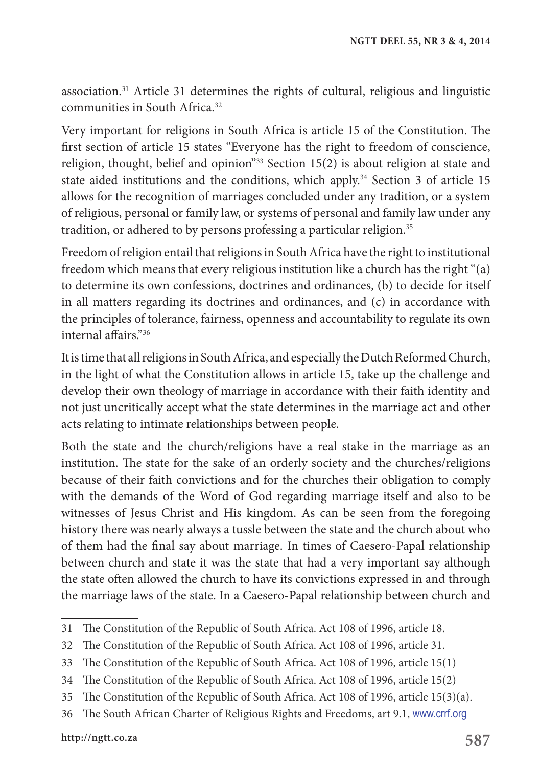association.[31] Article 31 determines the rights of cultural, religious and linguistic communities in South Africa.[32]

Very important for religions in South Africa is article 15 of the Constitution. The first section of article 15 states "Everyone has the right to freedom of conscience, religion, thought, belief and opinion"[33] Section 15(2) is about religion at state and state aided institutions and the conditions, which apply.[34] Section 3 of article 15 allows for the recognition of marriages concluded under any tradition, or a system of religious, personal or family law, or systems of personal and family law under any tradition, or adhered to by persons professing a particular religion.[35]

Freedom of religion entail that religions in South Africa have the right to institutional freedom which means that every religious institution like a church has the right "(a) to determine its own confessions, doctrines and ordinances, (b) to decide for itself in all matters regarding its doctrines and ordinances, and (c) in accordance with the principles of tolerance, fairness, openness and accountability to regulate its own internal affairs."[36]

It is time that all religions in South Africa, and especially the Dutch Reformed Church, in the light of what the Constitution allows in article 15, take up the challenge and develop their own theology of marriage in accordance with their faith identity and not just uncritically accept what the state determines in the marriage act and other acts relating to intimate relationships between people.

Both the state and the church/religions have a real stake in the marriage as an institution. The state for the sake of an orderly society and the churches/religions because of their faith convictions and for the churches their obligation to comply with the demands of the Word of God regarding marriage itself and also to be witnesses of Jesus Christ and His kingdom. As can be seen from the foregoing history there was nearly always a tussle between the state and the church about who of them had the final say about marriage. In times of Caesero-Papal relationship between church and state it was the state that had a very important say although the state often allowed the church to have its convictions expressed in and through the marriage laws of the state. In a Caesero-Papal relationship between church and

---

31 The Constitution of the Republic of South Africa. Act 108 of 1996, article 18.

32 The Constitution of the Republic of South Africa. Act 108 of 1996, article 31.

33 The Constitution of the Republic of South Africa. Act 108 of 1996, article 15(1)

34 The Constitution of the Republic of South Africa. Act 108 of 1996, article 15(2)

35 The Constitution of the Republic of South Africa. Act 108 of 1996, article 15(3)(a).

36 The South African Charter of Religious Rights and Freedoms, art 9.1, www.crrf.org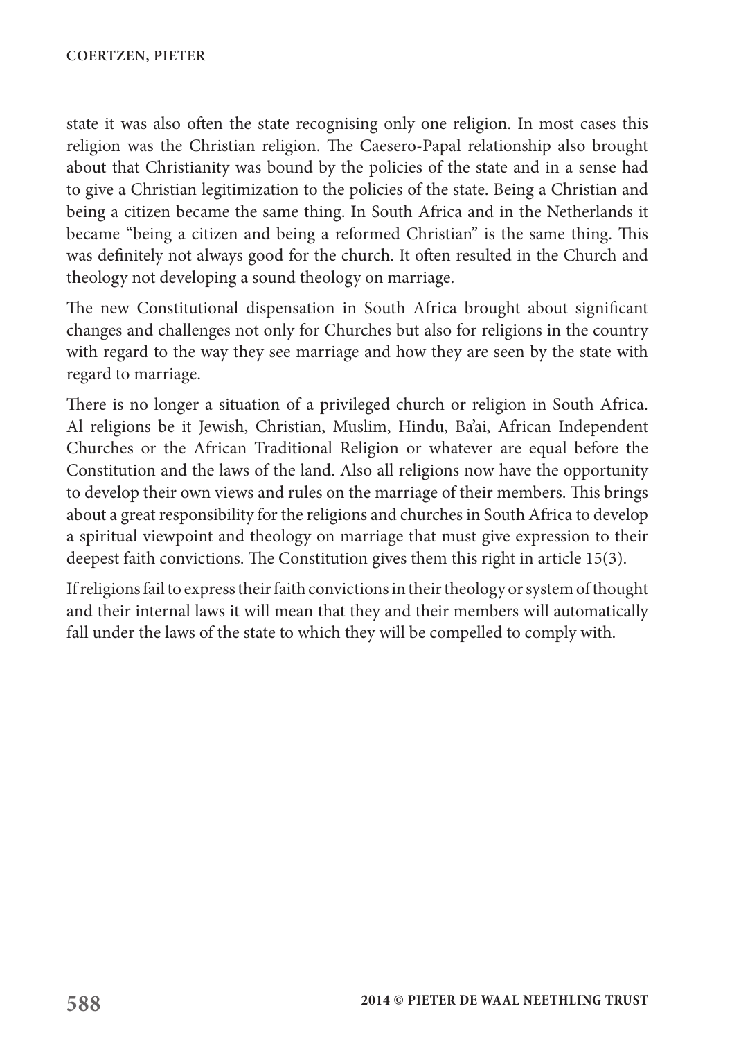state it was also often the state recognising only one religion. In most cases this religion was the Christian religion. The Caesero-Papal relationship also brought about that Christianity was bound by the policies of the state and in a sense had to give a Christian legitimization to the policies of the state. Being a Christian and being a citizen became the same thing. In South Africa and in the Netherlands it became "being a citizen and being a reformed Christian" is the same thing. This was definitely not always good for the church. It often resulted in the Church and theology not developing a sound theology on marriage.

The new Constitutional dispensation in South Africa brought about significant changes and challenges not only for Churches but also for religions in the country with regard to the way they see marriage and how they are seen by the state with regard to marriage.

There is no longer a situation of a privileged church or religion in South Africa. Al religions be it Jewish, Christian, Muslim, Hindu, Ba'ai, African Independent Churches or the African Traditional Religion or whatever are equal before the Constitution and the laws of the land. Also all religions now have the opportunity to develop their own views and rules on the marriage of their members. This brings about a great responsibility for the religions and churches in South Africa to develop a spiritual viewpoint and theology on marriage that must give expression to their deepest faith convictions. The Constitution gives them this right in article 15(3).

If religions fail to express their faith convictions in their theology or system of thought and their internal laws it will mean that they and their members will automatically fall under the laws of the state to which they will be compelled to comply with.